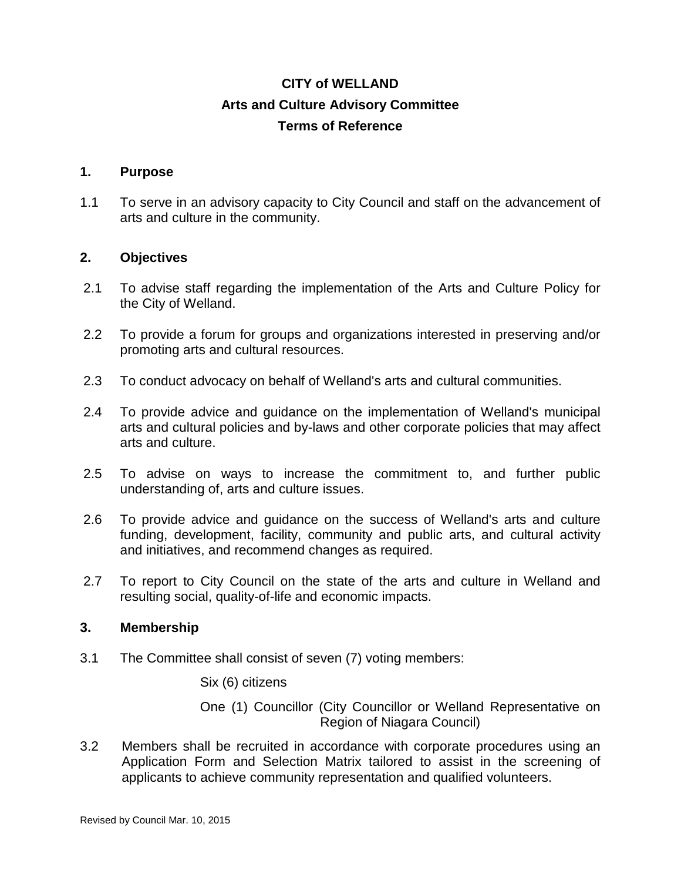# CITY of WELLAND

## Arts and Culture Advisory Committee

## Terms of Reference

### 1. Purpose

1.1 To serve in an advisory capacity to City Council and staff on the advancement of arts and culture in the community.

### 2. Objectives

2.1 To advise staff regarding the implementation of the Arts and Culture Policy for the City of Welland.

2.2 To provide a forum for groups and organizations interested in preserving and/or promoting arts and cultural resources.

2.3 To conduct advocacy on behalf of Welland's arts and cultural communities.

2.4 To provide advice and guidance on the implementation of Welland's municipal arts and cultural policies and by-laws and other corporate policies that may affect arts and culture.

2.5 To advise on ways to increase the commitment to, and further public understanding of, arts and culture issues.

2.6 To provide advice and guidance on the success of Welland's arts and culture funding, development, facility, community and public arts, and cultural activity and initiatives, and recommend changes as required.

2.7 To report to City Council on the state of the arts and culture in Welland and resulting social, quality-of-life and economic impacts.

### 3. Membership

3.1 The Committee shall consist of seven (7) voting members:

Six (6) citizens

One (1) Councillor (City Councillor or Welland Representative on Region of Niagara Council)

3.2 Members shall be recruited in accordance with corporate procedures using an Application Form and Selection Matrix tailored to assist in the screening of applicants to achieve community representation and qualified volunteers.

Revised by Council Mar. 10, 2015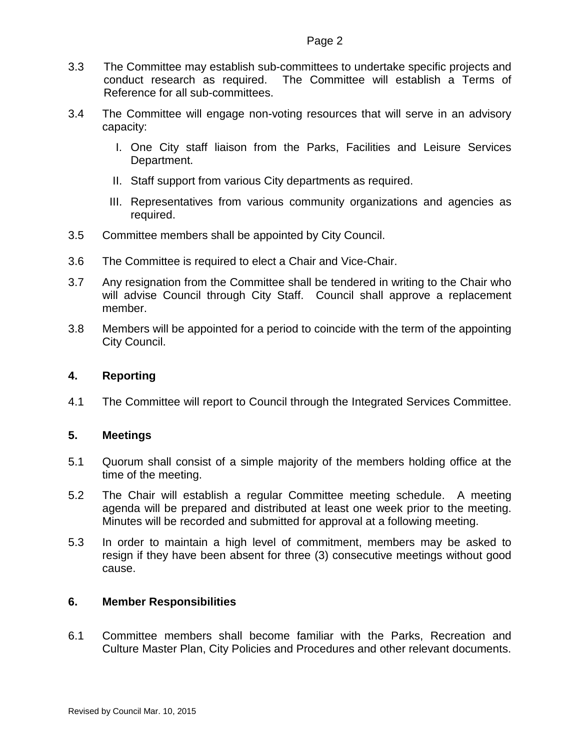3.3 The Committee may establish sub-committees to undertake specific projects and conduct research as required. The Committee will establish a Terms of Reference for all sub-committees.

3.4 The Committee will engage non-voting resources that will serve in an advisory capacity:

I. One City staff liaison from the Parks, Facilities and Leisure Services Department.

II. Staff support from various City departments as required.

III. Representatives from various community organizations and agencies as required.

3.5 Committee members shall be appointed by City Council.

3.6 The Committee is required to elect a Chair and Vice-Chair.

3.7 Any resignation from the Committee shall be tendered in writing to the Chair who will advise Council through City Staff. Council shall approve a replacement member.

3.8 Members will be appointed for a period to coincide with the term of the appointing City Council.

## 4. Reporting

4.1 The Committee will report to Council through the Integrated Services Committee.

## 5. Meetings

5.1 Quorum shall consist of a simple majority of the members holding office at the time of the meeting.

5.2 The Chair will establish a regular Committee meeting schedule. A meeting agenda will be prepared and distributed at least one week prior to the meeting. Minutes will be recorded and submitted for approval at a following meeting.

5.3 In order to maintain a high level of commitment, members may be asked to resign if they have been absent for three (3) consecutive meetings without good cause.

## 6. Member Responsibilities

6.1 Committee members shall become familiar with the Parks, Recreation and Culture Master Plan, City Policies and Procedures and other relevant documents.

Revised by Council Mar. 10, 2015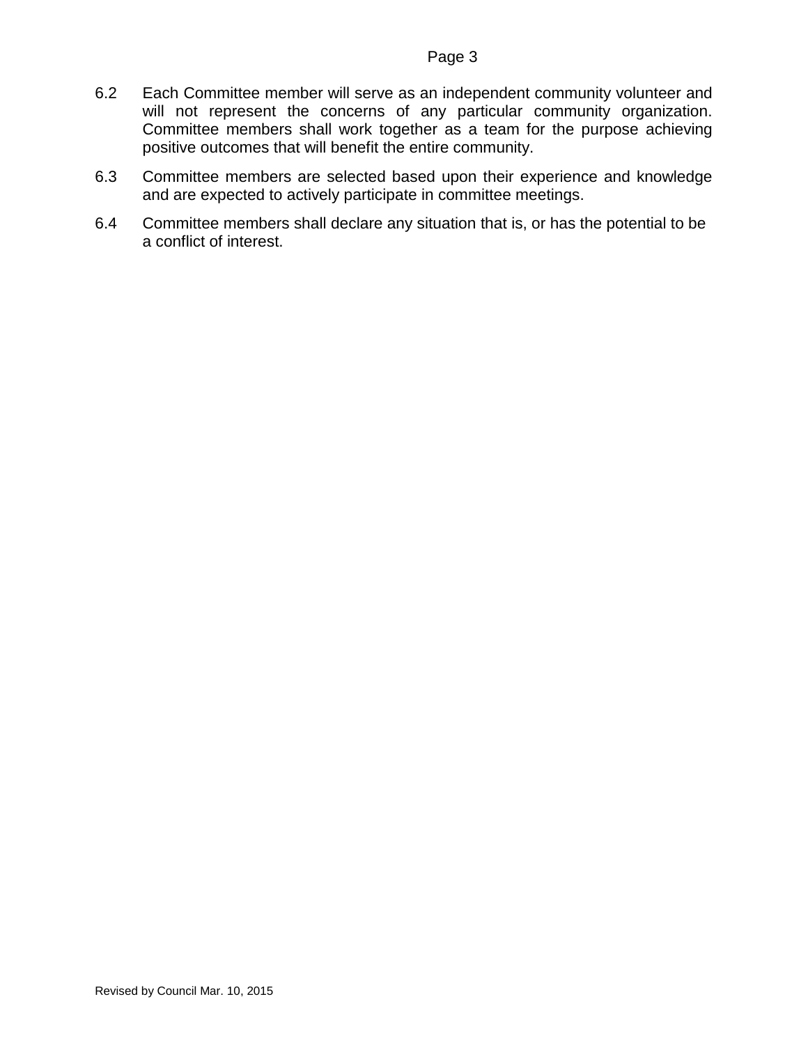6.2 Each Committee member will serve as an independent community volunteer and will not represent the concerns of any particular community organization. Committee members shall work together as a team for the purpose achieving positive outcomes that will benefit the entire community.

6.3 Committee members are selected based upon their experience and knowledge and are expected to actively participate in committee meetings.

6.4 Committee members shall declare any situation that is, or has the potential to be a conflict of interest.

Revised by Council Mar. 10, 2015